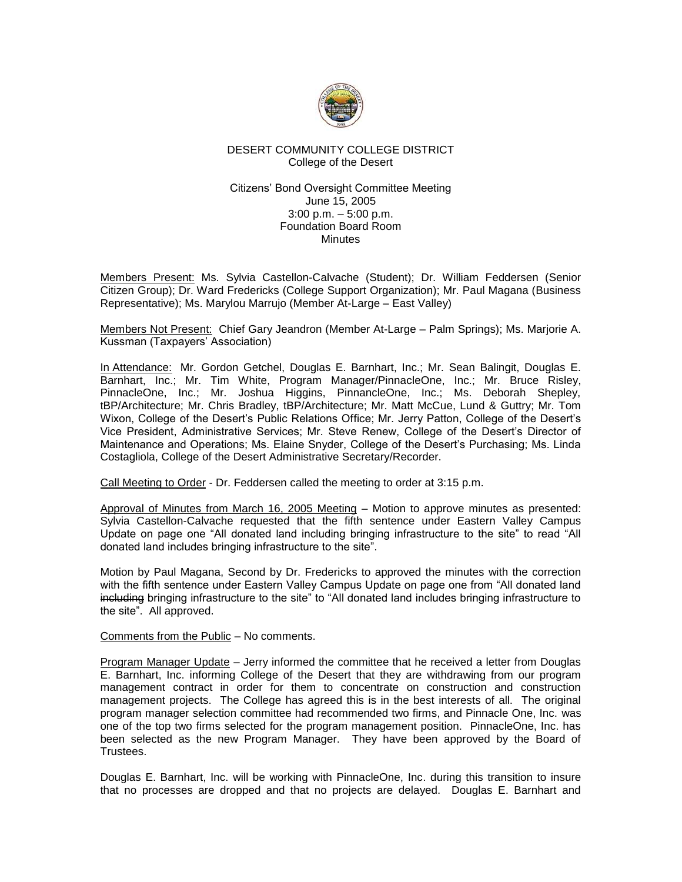DESERT COMMUNITY COLLEGE DISTRICT
College of the Desert

Citizens' Bond Oversight Committee Meeting
June 15, 2005
3:00 p.m. – 5:00 p.m.
Foundation Board Room
Minutes

Members Present: Ms. Sylvia Castellon-Calvache (Student); Dr. William Feddersen (Senior Citizen Group); Dr. Ward Fredericks (College Support Organization); Mr. Paul Magana (Business Representative); Ms. Marylou Marrujo (Member At-Large – East Valley)

Members Not Present: Chief Gary Jeandron (Member At-Large – Palm Springs); Ms. Marjorie A. Kussman (Taxpayers' Association)

In Attendance: Mr. Gordon Getchel, Douglas E. Barnhart, Inc.; Mr. Sean Balingit, Douglas E. Barnhart, Inc.; Mr. Tim White, Program Manager/PinnacleOne, Inc.; Mr. Bruce Risley, PinnacleOne, Inc.; Mr. Joshua Higgins, PinnancleOne, Inc.; Ms. Deborah Shepley, tBP/Architecture; Mr. Chris Bradley, tBP/Architecture; Mr. Matt McCue, Lund & Guttry; Mr. Tom Wixon, College of the Desert's Public Relations Office; Mr. Jerry Patton, College of the Desert's Vice President, Administrative Services; Mr. Steve Renew, College of the Desert's Director of Maintenance and Operations; Ms. Elaine Snyder, College of the Desert's Purchasing; Ms. Linda Costagliola, College of the Desert Administrative Secretary/Recorder.

Call Meeting to Order - Dr. Feddersen called the meeting to order at 3:15 p.m.

Approval of Minutes from March 16, 2005 Meeting – Motion to approve minutes as presented: Sylvia Castellon-Calvache requested that the fifth sentence under Eastern Valley Campus Update on page one "All donated land including bringing infrastructure to the site" to read "All donated land includes bringing infrastructure to the site".

Motion by Paul Magana, Second by Dr. Fredericks to approved the minutes with the correction with the fifth sentence under Eastern Valley Campus Update on page one from "All donated land ~~including~~ bringing infrastructure to the site" to "All donated land includes bringing infrastructure to the site". All approved.

Comments from the Public – No comments.

Program Manager Update – Jerry informed the committee that he received a letter from Douglas E. Barnhart, Inc. informing College of the Desert that they are withdrawing from our program management contract in order for them to concentrate on construction and construction management projects. The College has agreed this is in the best interests of all. The original program manager selection committee had recommended two firms, and Pinnacle One, Inc. was one of the top two firms selected for the program management position. PinnacleOne, Inc. has been selected as the new Program Manager. They have been approved by the Board of Trustees.

Douglas E. Barnhart, Inc. will be working with PinnacleOne, Inc. during this transition to insure that no processes are dropped and that no projects are delayed. Douglas E. Barnhart and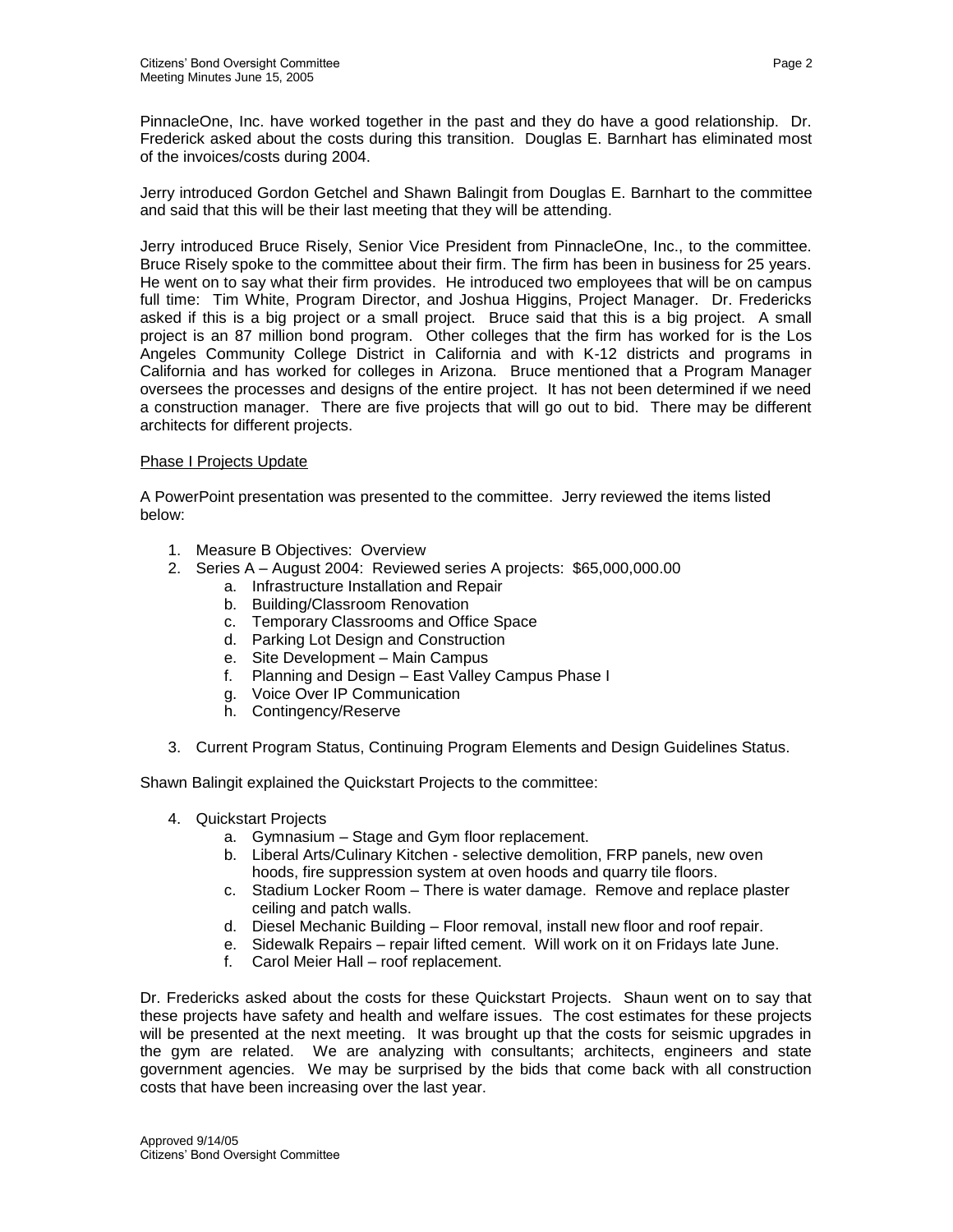PinnacleOne, Inc. have worked together in the past and they do have a good relationship. Dr. Frederick asked about the costs during this transition. Douglas E. Barnhart has eliminated most of the invoices/costs during 2004.

Jerry introduced Gordon Getchel and Shawn Balingit from Douglas E. Barnhart to the committee and said that this will be their last meeting that they will be attending.

Jerry introduced Bruce Risely, Senior Vice President from PinnacleOne, Inc., to the committee. Bruce Risely spoke to the committee about their firm. The firm has been in business for 25 years. He went on to say what their firm provides. He introduced two employees that will be on campus full time: Tim White, Program Director, and Joshua Higgins, Project Manager. Dr. Fredericks asked if this is a big project or a small project. Bruce said that this is a big project. A small project is an 87 million bond program. Other colleges that the firm has worked for is the Los Angeles Community College District in California and with K-12 districts and programs in California and has worked for colleges in Arizona. Bruce mentioned that a Program Manager oversees the processes and designs of the entire project. It has not been determined if we need a construction manager. There are five projects that will go out to bid. There may be different architects for different projects.

Phase I Projects Update

A PowerPoint presentation was presented to the committee. Jerry reviewed the items listed below:

1. Measure B Objectives: Overview
2. Series A – August 2004: Reviewed series A projects: $65,000,000.00
   a. Infrastructure Installation and Repair
   b. Building/Classroom Renovation
   c. Temporary Classrooms and Office Space
   d. Parking Lot Design and Construction
   e. Site Development – Main Campus
   f. Planning and Design – East Valley Campus Phase I
   g. Voice Over IP Communication
   h. Contingency/Reserve
3. Current Program Status, Continuing Program Elements and Design Guidelines Status.

Shawn Balingit explained the Quickstart Projects to the committee:

4. Quickstart Projects
   a. Gymnasium – Stage and Gym floor replacement.
   b. Liberal Arts/Culinary Kitchen - selective demolition, FRP panels, new oven hoods, fire suppression system at oven hoods and quarry tile floors.
   c. Stadium Locker Room – There is water damage. Remove and replace plaster ceiling and patch walls.
   d. Diesel Mechanic Building – Floor removal, install new floor and roof repair.
   e. Sidewalk Repairs – repair lifted cement. Will work on it on Fridays late June.
   f. Carol Meier Hall – roof replacement.

Dr. Fredericks asked about the costs for these Quickstart Projects. Shaun went on to say that these projects have safety and health and welfare issues. The cost estimates for these projects will be presented at the next meeting. It was brought up that the costs for seismic upgrades in the gym are related. We are analyzing with consultants; architects, engineers and state government agencies. We may be surprised by the bids that come back with all construction costs that have been increasing over the last year.

Approved 9/14/05
Citizens' Bond Oversight Committee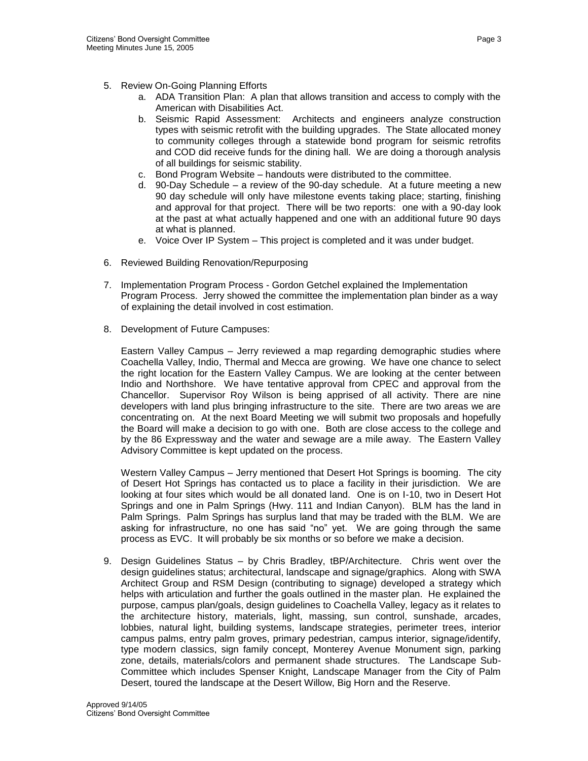5. Review On-Going Planning Efforts
   a. ADA Transition Plan: A plan that allows transition and access to comply with the American with Disabilities Act.
   b. Seismic Rapid Assessment: Architects and engineers analyze construction types with seismic retrofit with the building upgrades. The State allocated money to community colleges through a statewide bond program for seismic retrofits and COD did receive funds for the dining hall. We are doing a thorough analysis of all buildings for seismic stability.
   c. Bond Program Website – handouts were distributed to the committee.
   d. 90-Day Schedule – a review of the 90-day schedule. At a future meeting a new 90 day schedule will only have milestone events taking place; starting, finishing and approval for that project. There will be two reports: one with a 90-day look at the past at what actually happened and one with an additional future 90 days at what is planned.
   e. Voice Over IP System – This project is completed and it was under budget.

6. Reviewed Building Renovation/Repurposing

7. Implementation Program Process - Gordon Getchel explained the Implementation Program Process. Jerry showed the committee the implementation plan binder as a way of explaining the detail involved in cost estimation.

8. Development of Future Campuses:

   Eastern Valley Campus – Jerry reviewed a map regarding demographic studies where Coachella Valley, Indio, Thermal and Mecca are growing. We have one chance to select the right location for the Eastern Valley Campus. We are looking at the center between Indio and Northshore. We have tentative approval from CPEC and approval from the Chancellor. Supervisor Roy Wilson is being apprised of all activity. There are nine developers with land plus bringing infrastructure to the site. There are two areas we are concentrating on. At the next Board Meeting we will submit two proposals and hopefully the Board will make a decision to go with one. Both are close access to the college and by the 86 Expressway and the water and sewage are a mile away. The Eastern Valley Advisory Committee is kept updated on the process.

   Western Valley Campus – Jerry mentioned that Desert Hot Springs is booming. The city of Desert Hot Springs has contacted us to place a facility in their jurisdiction. We are looking at four sites which would be all donated land. One is on I-10, two in Desert Hot Springs and one in Palm Springs (Hwy. 111 and Indian Canyon). BLM has the land in Palm Springs. Palm Springs has surplus land that may be traded with the BLM. We are asking for infrastructure, no one has said "no" yet. We are going through the same process as EVC. It will probably be six months or so before we make a decision.

9. Design Guidelines Status – by Chris Bradley, tBP/Architecture. Chris went over the design guidelines status; architectural, landscape and signage/graphics. Along with SWA Architect Group and RSM Design (contributing to signage) developed a strategy which helps with articulation and further the goals outlined in the master plan. He explained the purpose, campus plan/goals, design guidelines to Coachella Valley, legacy as it relates to the architecture history, materials, light, massing, sun control, sunshade, arcades, lobbies, natural light, building systems, landscape strategies, perimeter trees, interior campus palms, entry palm groves, primary pedestrian, campus interior, signage/identify, type modern classics, sign family concept, Monterey Avenue Monument sign, parking zone, details, materials/colors and permanent shade structures. The Landscape Sub-Committee which includes Spenser Knight, Landscape Manager from the City of Palm Desert, toured the landscape at the Desert Willow, Big Horn and the Reserve.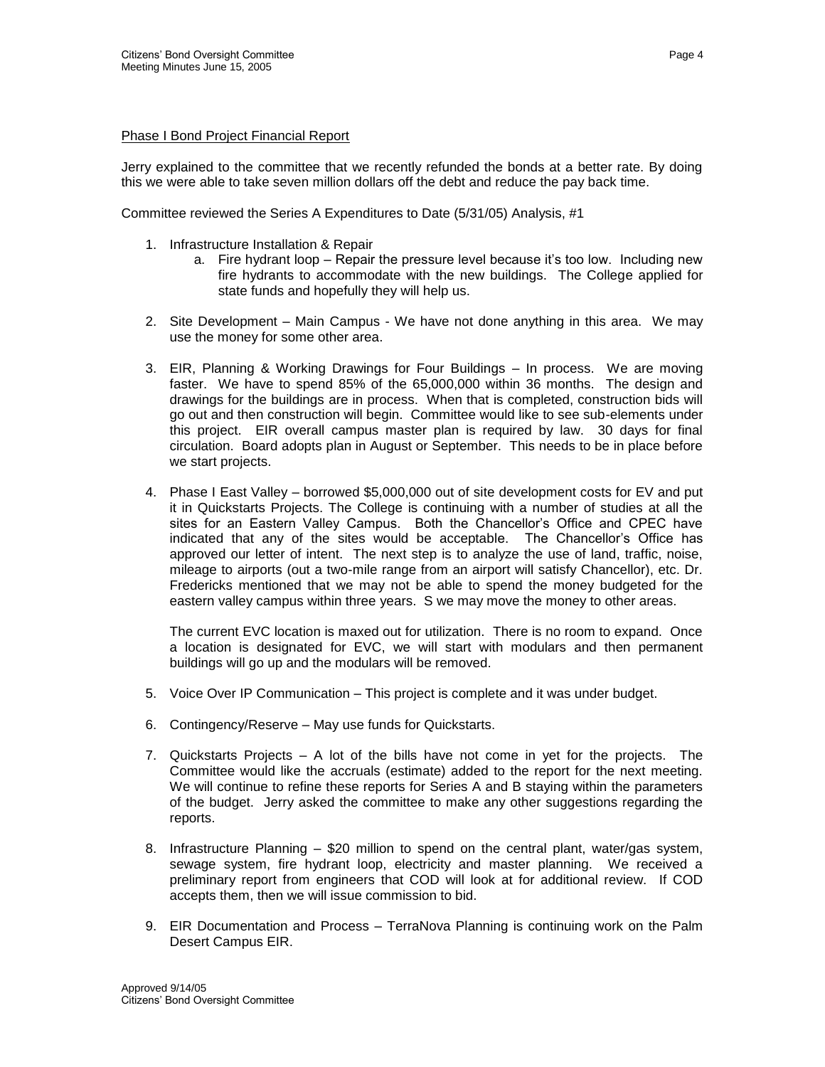Phase I Bond Project Financial Report

Jerry explained to the committee that we recently refunded the bonds at a better rate. By doing this we were able to take seven million dollars off the debt and reduce the pay back time.

Committee reviewed the Series A Expenditures to Date (5/31/05) Analysis, #1

1. Infrastructure Installation & Repair
   a. Fire hydrant loop – Repair the pressure level because it's too low. Including new fire hydrants to accommodate with the new buildings. The College applied for state funds and hopefully they will help us.

2. Site Development – Main Campus - We have not done anything in this area. We may use the money for some other area.

3. EIR, Planning & Working Drawings for Four Buildings – In process. We are moving faster. We have to spend 85% of the 65,000,000 within 36 months. The design and drawings for the buildings are in process. When that is completed, construction bids will go out and then construction will begin. Committee would like to see sub-elements under this project. EIR overall campus master plan is required by law. 30 days for final circulation. Board adopts plan in August or September. This needs to be in place before we start projects.

4. Phase I East Valley – borrowed $5,000,000 out of site development costs for EV and put it in Quickstarts Projects. The College is continuing with a number of studies at all the sites for an Eastern Valley Campus. Both the Chancellor's Office and CPEC have indicated that any of the sites would be acceptable. The Chancellor's Office has approved our letter of intent. The next step is to analyze the use of land, traffic, noise, mileage to airports (out a two-mile range from an airport will satisfy Chancellor), etc. Dr. Fredericks mentioned that we may not be able to spend the money budgeted for the eastern valley campus within three years. S we may move the money to other areas.

   The current EVC location is maxed out for utilization. There is no room to expand. Once a location is designated for EVC, we will start with modulars and then permanent buildings will go up and the modulars will be removed.

5. Voice Over IP Communication – This project is complete and it was under budget.

6. Contingency/Reserve – May use funds for Quickstarts.

7. Quickstarts Projects – A lot of the bills have not come in yet for the projects. The Committee would like the accruals (estimate) added to the report for the next meeting. We will continue to refine these reports for Series A and B staying within the parameters of the budget. Jerry asked the committee to make any other suggestions regarding the reports.

8. Infrastructure Planning – $20 million to spend on the central plant, water/gas system, sewage system, fire hydrant loop, electricity and master planning. We received a preliminary report from engineers that COD will look at for additional review. If COD accepts them, then we will issue commission to bid.

9. EIR Documentation and Process – TerraNova Planning is continuing work on the Palm Desert Campus EIR.

Approved 9/14/05
Citizens' Bond Oversight Committee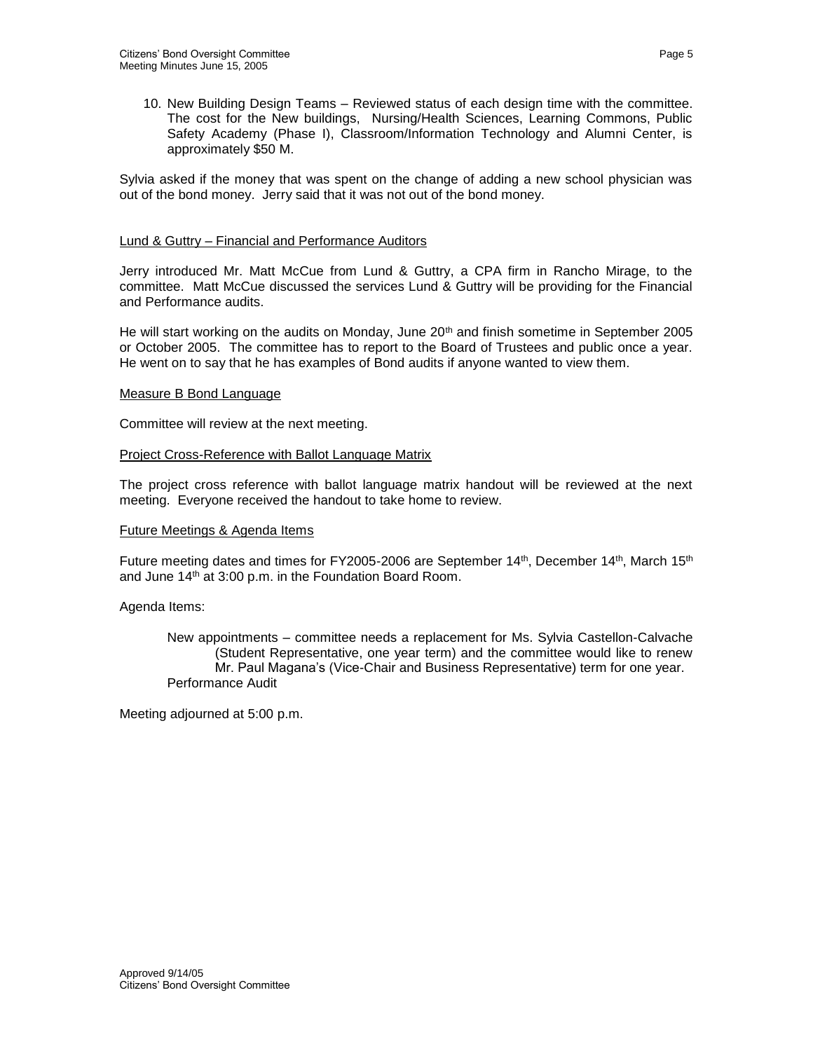10. New Building Design Teams – Reviewed status of each design time with the committee. The cost for the New buildings, Nursing/Health Sciences, Learning Commons, Public Safety Academy (Phase I), Classroom/Information Technology and Alumni Center, is approximately $50 M.

Sylvia asked if the money that was spent on the change of adding a new school physician was out of the bond money. Jerry said that it was not out of the bond money.

<u>Lund & Guttry – Financial and Performance Auditors</u>

Jerry introduced Mr. Matt McCue from Lund & Guttry, a CPA firm in Rancho Mirage, to the committee. Matt McCue discussed the services Lund & Guttry will be providing for the Financial and Performance audits.

He will start working on the audits on Monday, June 20th and finish sometime in September 2005 or October 2005. The committee has to report to the Board of Trustees and public once a year. He went on to say that he has examples of Bond audits if anyone wanted to view them.

<u>Measure B Bond Language</u>

Committee will review at the next meeting.

<u>Project Cross-Reference with Ballot Language Matrix</u>

The project cross reference with ballot language matrix handout will be reviewed at the next meeting. Everyone received the handout to take home to review.

<u>Future Meetings & Agenda Items</u>

Future meeting dates and times for FY2005-2006 are September 14th, December 14th, March 15th and June 14th at 3:00 p.m. in the Foundation Board Room.

Agenda Items:

New appointments – committee needs a replacement for Ms. Sylvia Castellon-Calvache (Student Representative, one year term) and the committee would like to renew Mr. Paul Magana's (Vice-Chair and Business Representative) term for one year.
Performance Audit

Meeting adjourned at 5:00 p.m.

Approved 9/14/05
Citizens' Bond Oversight Committee